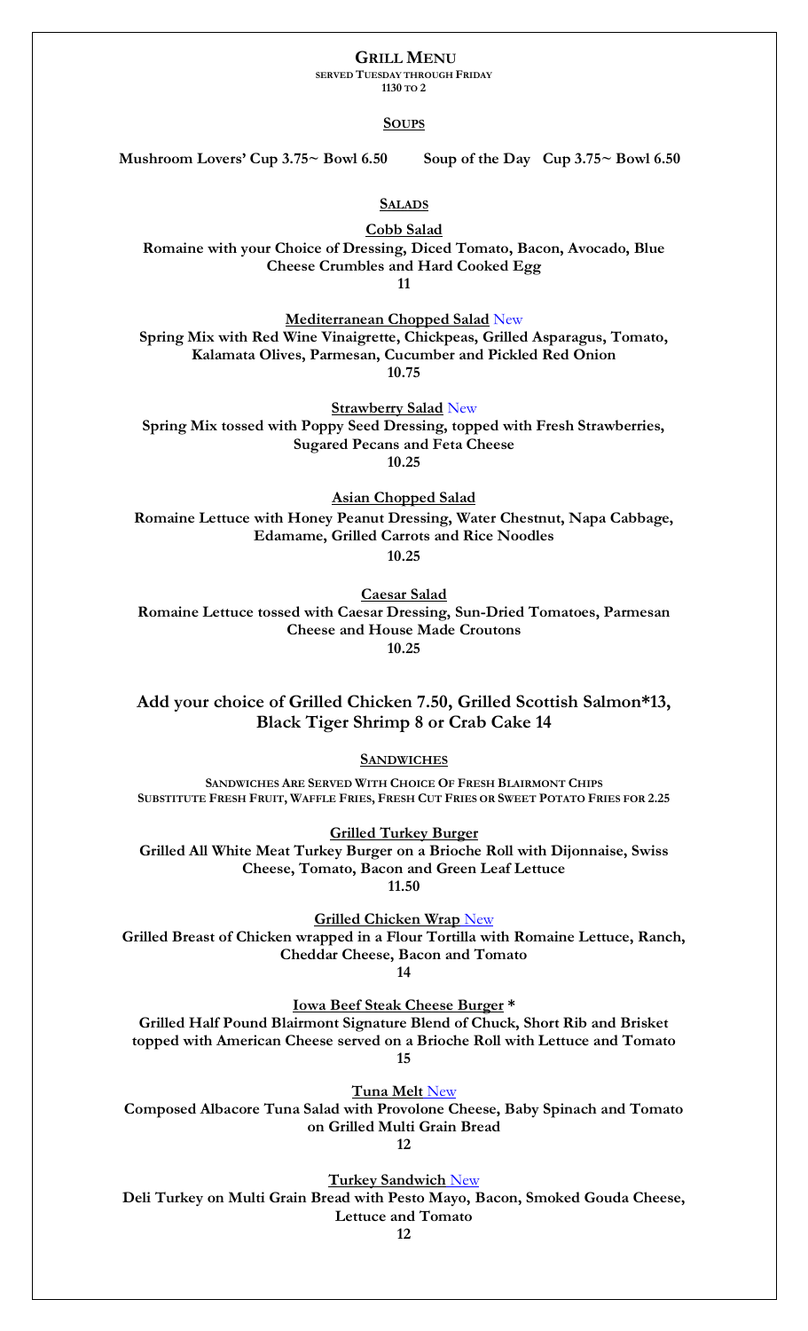# Grill Menu

**SERVED TUESDAY THROUGH FRIDAY**
**1130 TO 2**

## Soups

**Mushroom Lovers' Cup 3.75~ Bowl 6.50** **Soup of the Day Cup 3.75~ Bowl 6.50**

## Salads

**Cobb Salad**
**Romaine with your Choice of Dressing, Diced Tomato, Bacon, Avocado, Blue Cheese Crumbles and Hard Cooked Egg**
**11**

**Mediterranean Chopped Salad** New
**Spring Mix with Red Wine Vinaigrette, Chickpeas, Grilled Asparagus, Tomato, Kalamata Olives, Parmesan, Cucumber and Pickled Red Onion**
**10.75**

**Strawberry Salad** New
**Spring Mix tossed with Poppy Seed Dressing, topped with Fresh Strawberries, Sugared Pecans and Feta Cheese**
**10.25**

**Asian Chopped Salad**
**Romaine Lettuce with Honey Peanut Dressing, Water Chestnut, Napa Cabbage, Edamame, Grilled Carrots and Rice Noodles**
**10.25**

**Caesar Salad**
**Romaine Lettuce tossed with Caesar Dressing, Sun-Dried Tomatoes, Parmesan Cheese and House Made Croutons**
**10.25**

**Add your choice of Grilled Chicken 7.50, Grilled Scottish Salmon*13, Black Tiger Shrimp 8 or Crab Cake 14**

## Sandwiches

**SANDWICHES ARE SERVED WITH CHOICE OF FRESH BLAIRMONT CHIPS**
**SUBSTITUTE FRESH FRUIT, WAFFLE FRIES, FRESH CUT FRIES OR SWEET POTATO FRIES FOR 2.25**

**Grilled Turkey Burger**
**Grilled All White Meat Turkey Burger on a Brioche Roll with Dijonnaise, Swiss Cheese, Tomato, Bacon and Green Leaf Lettuce**
**11.50**

**Grilled Chicken Wrap** New
**Grilled Breast of Chicken wrapped in a Flour Tortilla with Romaine Lettuce, Ranch, Cheddar Cheese, Bacon and Tomato**
**14**

**Iowa Beef Steak Cheese Burger ***
**Grilled Half Pound Blairmont Signature Blend of Chuck, Short Rib and Brisket topped with American Cheese served on a Brioche Roll with Lettuce and Tomato**
**15**

**Tuna Melt** New
**Composed Albacore Tuna Salad with Provolone Cheese, Baby Spinach and Tomato on Grilled Multi Grain Bread**
**12**

**Turkey Sandwich** New
**Deli Turkey on Multi Grain Bread with Pesto Mayo, Bacon, Smoked Gouda Cheese, Lettuce and Tomato**
**12**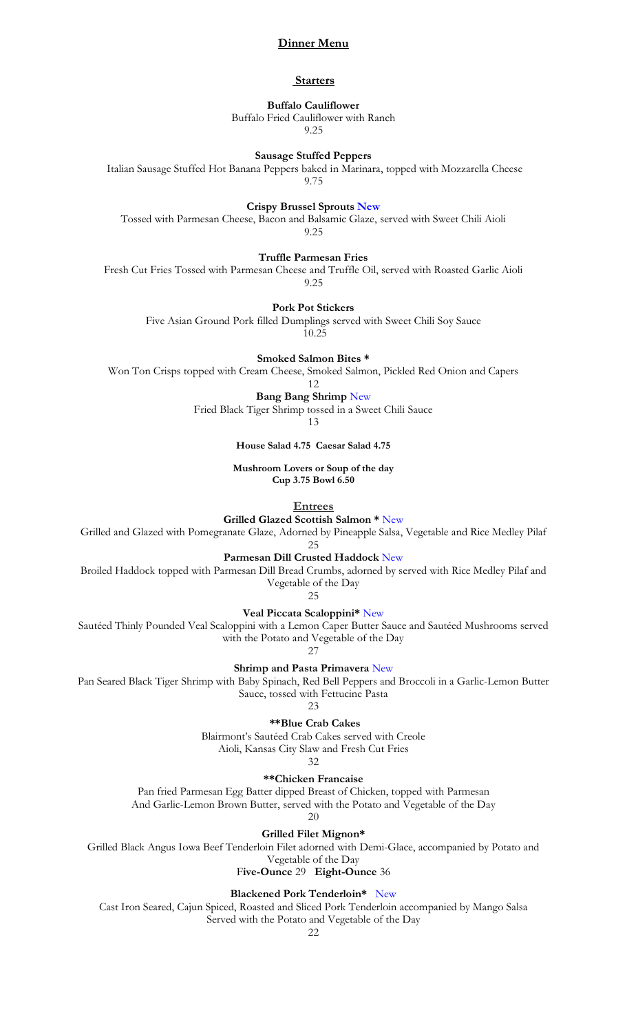# Dinner Menu

## Starters

**Buffalo Cauliflower**
Buffalo Fried Cauliflower with Ranch
9.25

**Sausage Stuffed Peppers**
Italian Sausage Stuffed Hot Banana Peppers baked in Marinara, topped with Mozzarella Cheese
9.75

**Crispy Brussel Sprouts New**
Tossed with Parmesan Cheese, Bacon and Balsamic Glaze, served with Sweet Chili Aioli
9.25

**Truffle Parmesan Fries**
Fresh Cut Fries Tossed with Parmesan Cheese and Truffle Oil, served with Roasted Garlic Aioli
9.25

**Pork Pot Stickers**
Five Asian Ground Pork filled Dumplings served with Sweet Chili Soy Sauce
10.25

**Smoked Salmon Bites ***
Won Ton Crisps topped with Cream Cheese, Smoked Salmon, Pickled Red Onion and Capers
12

**Bang Bang Shrimp** New
Fried Black Tiger Shrimp tossed in a Sweet Chili Sauce
13

**House Salad 4.75 Caesar Salad 4.75**

**Mushroom Lovers or Soup of the day**
**Cup 3.75 Bowl 6.50**

## Entrees

**Grilled Glazed Scottish Salmon *** New
Grilled and Glazed with Pomegranate Glaze, Adorned by Pineapple Salsa, Vegetable and Rice Medley Pilaf
25

**Parmesan Dill Crusted Haddock** New
Broiled Haddock topped with Parmesan Dill Bread Crumbs, adorned by served with Rice Medley Pilaf and Vegetable of the Day
25

**Veal Piccata Scaloppini*** New
Sautéed Thinly Pounded Veal Scaloppini with a Lemon Caper Butter Sauce and Sautéed Mushrooms served with the Potato and Vegetable of the Day
27

**Shrimp and Pasta Primavera** New
Pan Seared Black Tiger Shrimp with Baby Spinach, Red Bell Peppers and Broccoli in a Garlic-Lemon Butter Sauce, tossed with Fettucine Pasta
23

****Blue Crab Cakes**
Blairmont's Sautéed Crab Cakes served with Creole Aioli, Kansas City Slaw and Fresh Cut Fries
32

****Chicken Francaise**
Pan fried Parmesan Egg Batter dipped Breast of Chicken, topped with Parmesan And Garlic-Lemon Brown Butter, served with the Potato and Vegetable of the Day
20

**Grilled Filet Mignon***
Grilled Black Angus Iowa Beef Tenderloin Filet adorned with Demi-Glace, accompanied by Potato and Vegetable of the Day
F**ive-Ounce** 29 **Eight-Ounce** 36

**Blackened Pork Tenderloin*** New
Cast Iron Seared, Cajun Spiced, Roasted and Sliced Pork Tenderloin accompanied by Mango Salsa Served with the Potato and Vegetable of the Day
22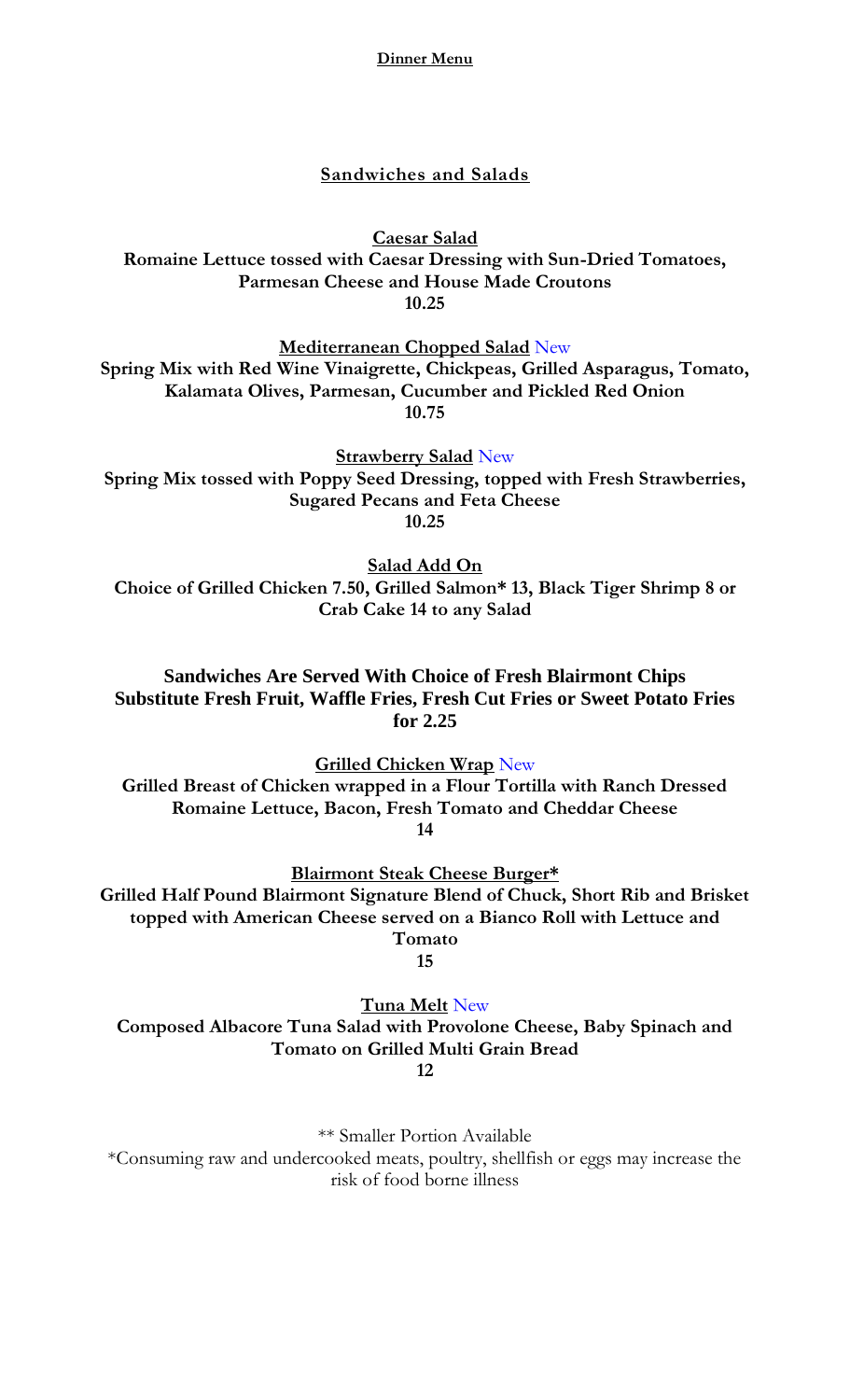**Dinner Menu**

## Sandwiches and Salads

**Caesar Salad**
**Romaine Lettuce tossed with Caesar Dressing with Sun-Dried Tomatoes, Parmesan Cheese and House Made Croutons**
**10.25**

**Mediterranean Chopped Salad** New
**Spring Mix with Red Wine Vinaigrette, Chickpeas, Grilled Asparagus, Tomato, Kalamata Olives, Parmesan, Cucumber and Pickled Red Onion**
**10.75**

**Strawberry Salad** New
**Spring Mix tossed with Poppy Seed Dressing, topped with Fresh Strawberries, Sugared Pecans and Feta Cheese**
**10.25**

**Salad Add On**
**Choice of Grilled Chicken 7.50, Grilled Salmon* 13, Black Tiger Shrimp 8 or Crab Cake 14 to any Salad**

**Sandwiches Are Served With Choice of Fresh Blairmont Chips**
**Substitute Fresh Fruit, Waffle Fries, Fresh Cut Fries or Sweet Potato Fries for 2.25**

**Grilled Chicken Wrap** New
**Grilled Breast of Chicken wrapped in a Flour Tortilla with Ranch Dressed Romaine Lettuce, Bacon, Fresh Tomato and Cheddar Cheese**
**14**

**Blairmont Steak Cheese Burger***
**Grilled Half Pound Blairmont Signature Blend of Chuck, Short Rib and Brisket topped with American Cheese served on a Bianco Roll with Lettuce and Tomato**
**15**

**Tuna Melt** New
**Composed Albacore Tuna Salad with Provolone Cheese, Baby Spinach and Tomato on Grilled Multi Grain Bread**
**12**

** Smaller Portion Available
*Consuming raw and undercooked meats, poultry, shellfish or eggs may increase the risk of food borne illness